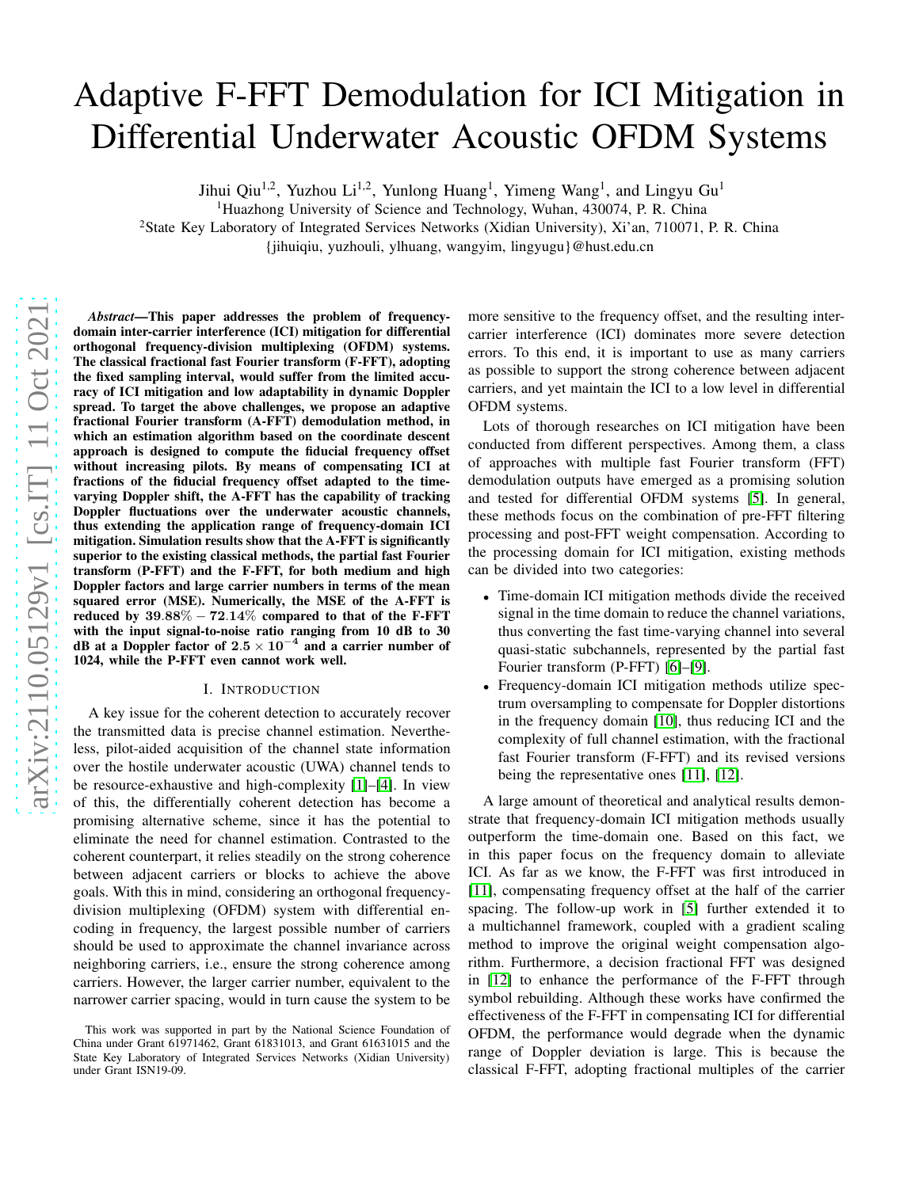# Adaptive F-FFT Demodulation for ICI Mitigation in Differential Underwater Acoustic OFDM Systems

Jihui Qiu[1,2], Yuzhou Li[1,2], Yunlong Huang[1], Yimeng Wang[1], and Lingyu Gu[1]

[1]Huazhong University of Science and Technology, Wuhan, 430074, P. R. China

[2]State Key Laboratory of Integrated Services Networks (Xidian University), Xi'an, 710071, P. R. China

{jihuiqiu, yuzhouli, ylhuang, wangyim, lingyugu}@hust.edu.cn

***Abstract*—This paper addresses the problem of frequency-domain inter-carrier interference (ICI) mitigation for differential orthogonal frequency-division multiplexing (OFDM) systems. The classical fractional fast Fourier transform (F-FFT), adopting the fixed sampling interval, would suffer from the limited accuracy of ICI mitigation and low adaptability in dynamic Doppler spread. To target the above challenges, we propose an adaptive fractional Fourier transform (A-FFT) demodulation method, in which an estimation algorithm based on the coordinate descent approach is designed to compute the fiducial frequency offset without increasing pilots. By means of compensating ICI at fractions of the fiducial frequency offset adapted to the time-varying Doppler shift, the A-FFT has the capability of tracking Doppler fluctuations over the underwater acoustic channels, thus extending the application range of frequency-domain ICI mitigation. Simulation results show that the A-FFT is significantly superior to the existing classical methods, the partial fast Fourier transform (P-FFT) and the F-FFT, for both medium and high Doppler factors and large carrier numbers in terms of the mean squared error (MSE). Numerically, the MSE of the A-FFT is reduced by $39.88\% - 72.14\%$ compared to that of the F-FFT with the input signal-to-noise ratio ranging from 10 dB to 30 dB at a Doppler factor of $2.5 \times 10^{-4}$ and a carrier number of 1024, while the P-FFT even cannot work well.**

## I. Introduction

A key issue for the coherent detection to accurately recover the transmitted data is precise channel estimation. Nevertheless, pilot-aided acquisition of the channel state information over the hostile underwater acoustic (UWA) channel tends to be resource-exhaustive and high-complexity [1]–[4]. In view of this, the differentially coherent detection has become a promising alternative scheme, since it has the potential to eliminate the need for channel estimation. Contrasted to the coherent counterpart, it relies steadily on the strong coherence between adjacent carriers or blocks to achieve the above goals. With this in mind, considering an orthogonal frequency-division multiplexing (OFDM) system with differential encoding in frequency, the largest possible number of carriers should be used to approximate the channel invariance across neighboring carriers, i.e., ensure the strong coherence among carriers. However, the larger carrier number, equivalent to the narrower carrier spacing, would in turn cause the system to be more sensitive to the frequency offset, and the resulting inter-carrier interference (ICI) dominates more severe detection errors. To this end, it is important to use as many carriers as possible to support the strong coherence between adjacent carriers, and yet maintain the ICI to a low level in differential OFDM systems.

Lots of thorough researches on ICI mitigation have been conducted from different perspectives. Among them, a class of approaches with multiple fast Fourier transform (FFT) demodulation outputs have emerged as a promising solution and tested for differential OFDM systems [5]. In general, these methods focus on the combination of pre-FFT filtering processing and post-FFT weight compensation. According to the processing domain for ICI mitigation, existing methods can be divided into two categories:

- Time-domain ICI mitigation methods divide the received signal in the time domain to reduce the channel variations, thus converting the fast time-varying channel into several quasi-static subchannels, represented by the partial fast Fourier transform (P-FFT) [6]–[9].
- Frequency-domain ICI mitigation methods utilize spectrum oversampling to compensate for Doppler distortions in the frequency domain [10], thus reducing ICI and the complexity of full channel estimation, with the fractional fast Fourier transform (F-FFT) and its revised versions being the representative ones [11], [12].

A large amount of theoretical and analytical results demonstrate that frequency-domain ICI mitigation methods usually outperform the time-domain one. Based on this fact, we in this paper focus on the frequency domain to alleviate ICI. As far as we know, the F-FFT was first introduced in [11], compensating frequency offset at the half of the carrier spacing. The follow-up work in [5] further extended it to a multichannel framework, coupled with a gradient scaling method to improve the original weight compensation algorithm. Furthermore, a decision fractional FFT was designed in [12] to enhance the performance of the F-FFT through symbol rebuilding. Although these works have confirmed the effectiveness of the F-FFT in compensating ICI for differential OFDM, the performance would degrade when the dynamic range of Doppler deviation is large. This is because the classical F-FFT, adopting fractional multiples of the carrier

This work was supported in part by the National Science Foundation of China under Grant 61971462, Grant 61831013, and Grant 61631015 and the State Key Laboratory of Integrated Services Networks (Xidian University) under Grant ISN19-09.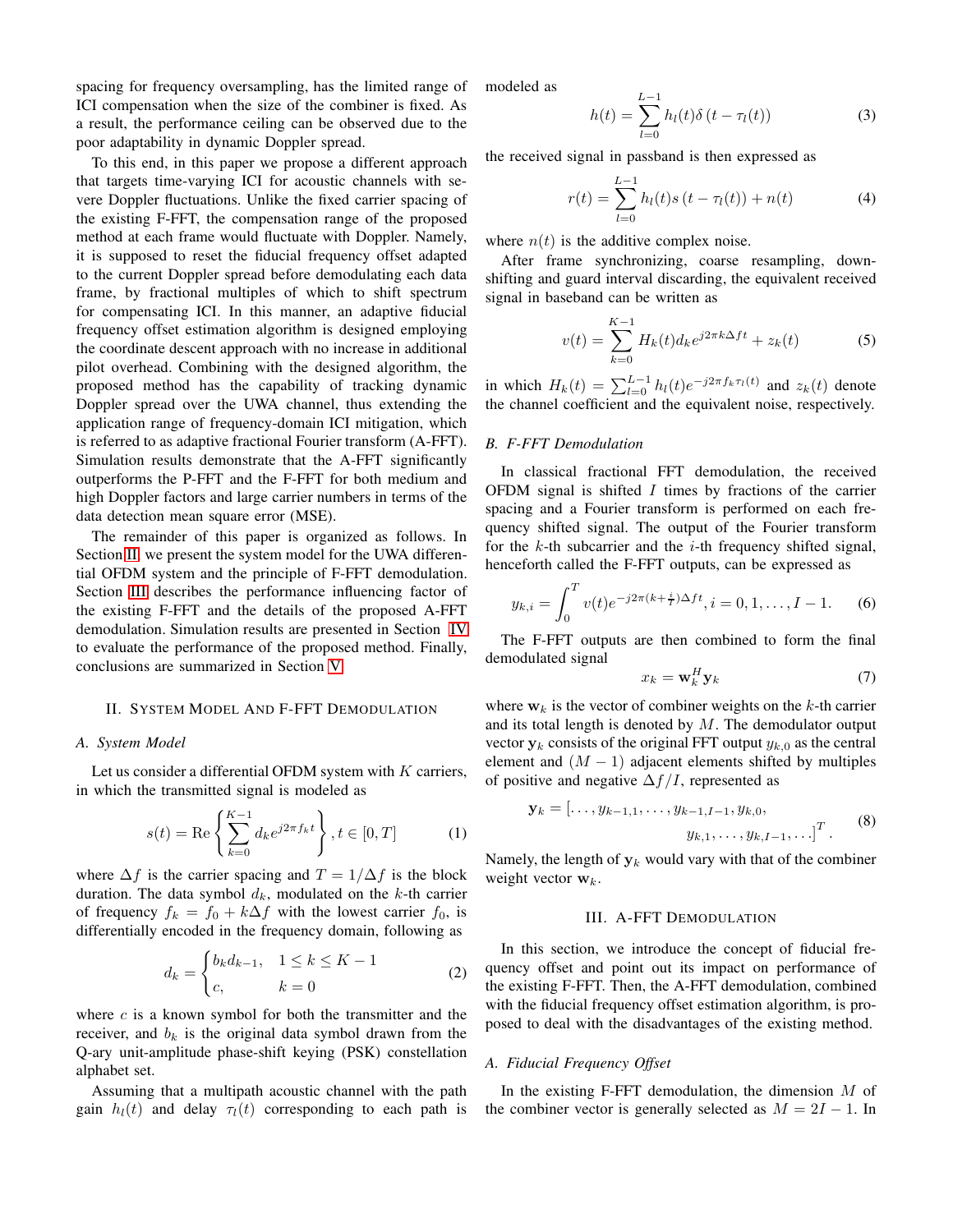spacing for frequency oversampling, has the limited range of ICI compensation when the size of the combiner is fixed. As a result, the performance ceiling can be observed due to the poor adaptability in dynamic Doppler spread.

To this end, in this paper we propose a different approach that targets time-varying ICI for acoustic channels with severe Doppler fluctuations. Unlike the fixed carrier spacing of the existing F-FFT, the compensation range of the proposed method at each frame would fluctuate with Doppler. Namely, it is supposed to reset the fiducial frequency offset adapted to the current Doppler spread before demodulating each data frame, by fractional multiples of which to shift spectrum for compensating ICI. In this manner, an adaptive fiducial frequency offset estimation algorithm is designed employing the coordinate descent approach with no increase in additional pilot overhead. Combining with the designed algorithm, the proposed method has the capability of tracking dynamic Doppler spread over the UWA channel, thus extending the application range of frequency-domain ICI mitigation, which is referred to as adaptive fractional Fourier transform (A-FFT). Simulation results demonstrate that the A-FFT significantly outperforms the P-FFT and the F-FFT for both medium and high Doppler factors and large carrier numbers in terms of the data detection mean square error (MSE).

The remainder of this paper is organized as follows. In Section II, we present the system model for the UWA differential OFDM system and the principle of F-FFT demodulation. Section III describes the performance influencing factor of the existing F-FFT and the details of the proposed A-FFT demodulation. Simulation results are presented in Section IV to evaluate the performance of the proposed method. Finally, conclusions are summarized in Section V.

## II. System Model And F-FFT Demodulation

### A. System Model

Let us consider a differential OFDM system with $K$ carriers, in which the transmitted signal is modeled as

$$s(t) = \mathrm{Re}\left\{\sum_{k=0}^{K-1} d_k e^{j2\pi f_k t}\right\}, t \in [0, T] \tag{1}$$

where $\Delta f$ is the carrier spacing and $T = 1/\Delta f$ is the block duration. The data symbol $d_k$, modulated on the $k$-th carrier of frequency $f_k = f_0 + k\Delta f$ with the lowest carrier $f_0$, is differentially encoded in the frequency domain, following as

$$d_k = \begin{cases} b_k d_{k-1}, & 1 \le k \le K-1 \\ c, & k = 0 \end{cases} \tag{2}$$

where $c$ is a known symbol for both the transmitter and the receiver, and $b_k$ is the original data symbol drawn from the Q-ary unit-amplitude phase-shift keying (PSK) constellation alphabet set.

Assuming that a multipath acoustic channel with the path gain $h_l(t)$ and delay $\tau_l(t)$ corresponding to each path is modeled as

$$h(t) = \sum_{l=0}^{L-1} h_l(t)\delta\left(t - \tau_l(t)\right) \tag{3}$$

the received signal in passband is then expressed as

$$r(t) = \sum_{l=0}^{L-1} h_l(t)s\left(t - \tau_l(t)\right) + n(t) \tag{4}$$

where $n(t)$ is the additive complex noise.

After frame synchronizing, coarse resampling, down-shifting and guard interval discarding, the equivalent received signal in baseband can be written as

$$v(t) = \sum_{k=0}^{K-1} H_k(t) d_k e^{j2\pi k\Delta f t} + z_k(t) \tag{5}$$

in which $H_k(t) = \sum_{l=0}^{L-1} h_l(t)e^{-j2\pi f_k \tau_l(t)}$ and $z_k(t)$ denote the channel coefficient and the equivalent noise, respectively.

### B. F-FFT Demodulation

In classical fractional FFT demodulation, the received OFDM signal is shifted $I$ times by fractions of the carrier spacing and a Fourier transform is performed on each frequency shifted signal. The output of the Fourier transform for the $k$-th subcarrier and the $i$-th frequency shifted signal, henceforth called the F-FFT outputs, can be expressed as

$$y_{k,i} = \int_0^T v(t)e^{-j2\pi(k+\frac{i}{I})\Delta f t}, i = 0, 1, \ldots, I-1. \tag{6}$$

The F-FFT outputs are then combined to form the final demodulated signal

$$x_k = \mathbf{w}_k^H \mathbf{y}_k \tag{7}$$

where $\mathbf{w}_k$ is the vector of combiner weights on the $k$-th carrier and its total length is denoted by $M$. The demodulator output vector $\mathbf{y}_k$ consists of the original FFT output $y_{k,0}$ as the central element and $(M-1)$ adjacent elements shifted by multiples of positive and negative $\Delta f/I$, represented as

$$\mathbf{y}_k = [\ldots, y_{k-1,1}, \ldots, y_{k-1,I-1}, y_{k,0}, \\ y_{k,1}, \ldots, y_{k,I-1}, \ldots]^T. \tag{8}$$

Namely, the length of $\mathbf{y}_k$ would vary with that of the combiner weight vector $\mathbf{w}_k$.

## III. A-FFT Demodulation

In this section, we introduce the concept of fiducial frequency offset and point out its impact on performance of the existing F-FFT. Then, the A-FFT demodulation, combined with the fiducial frequency offset estimation algorithm, is proposed to deal with the disadvantages of the existing method.

### A. Fiducial Frequency Offset

In the existing F-FFT demodulation, the dimension $M$ of the combiner vector is generally selected as $M = 2I - 1$. In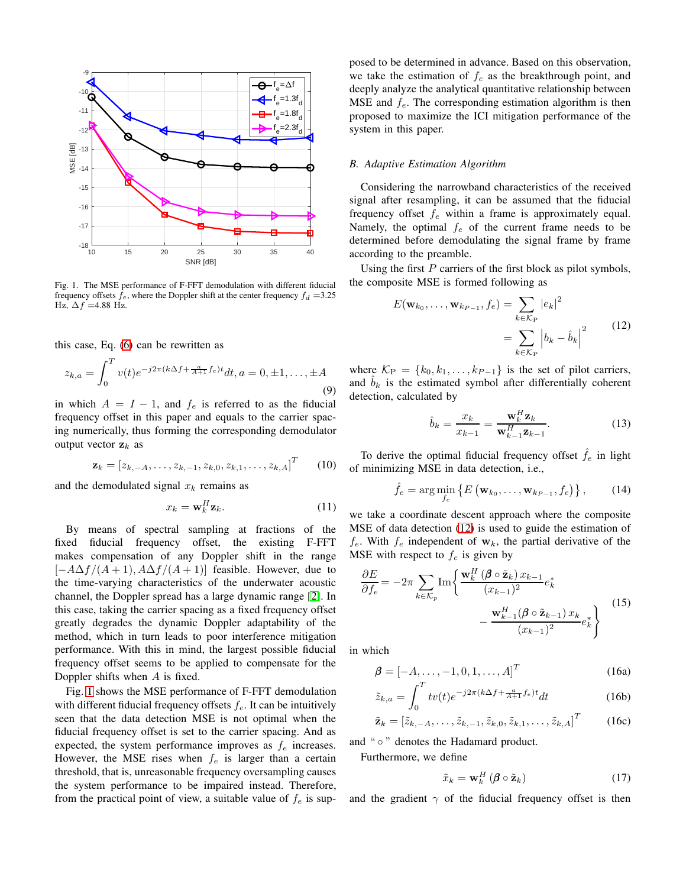Fig. 1. The MSE performance of F-FFT demodulation with different fiducial frequency offsets $f_e$, where the Doppler shift at the center frequency $f_d$ =3.25 Hz, $\Delta f$ =4.88 Hz.

this case, Eq. (6) can be rewritten as

$$z_{k,a} = \int_0^T v(t) e^{-j2\pi(k\Delta f + \frac{a}{A+1} f_e)t} dt, a = 0, \pm 1, \ldots, \pm A \tag{9}$$

in which $A = I - 1$, and $f_e$ is referred to as the fiducial frequency offset in this paper and equals to the carrier spacing numerically, thus forming the corresponding demodulator output vector $\mathbf{z}_k$ as

$$\mathbf{z}_k = [z_{k,-A}, \ldots, z_{k,-1}, z_{k,0}, z_{k,1}, \ldots, z_{k,A}]^T \tag{10}$$

and the demodulated signal $x_k$ remains as

$$x_k = \mathbf{w}_k^H \mathbf{z}_k. \tag{11}$$

By means of spectral sampling at fractions of the fixed fiducial frequency offset, the existing F-FFT makes compensation of any Doppler shift in the range $[-A\Delta f/(A+1), A\Delta f/(A+1)]$ feasible. However, due to the time-varying characteristics of the underwater acoustic channel, the Doppler spread has a large dynamic range [2]. In this case, taking the carrier spacing as a fixed frequency offset greatly degrades the dynamic Doppler adaptability of the method, which in turn leads to poor interference mitigation performance. With this in mind, the largest possible fiducial frequency offset seems to be applied to compensate for the Doppler shifts when $A$ is fixed.

Fig. 1 shows the MSE performance of F-FFT demodulation with different fiducial frequency offsets $f_e$. It can be intuitively seen that the data detection MSE is not optimal when the fiducial frequency offset is set to the carrier spacing. And as expected, the system performance improves as $f_e$ increases. However, the MSE rises when $f_e$ is larger than a certain threshold, that is, unreasonable frequency oversampling causes the system performance to be impaired instead. Therefore, from the practical point of view, a suitable value of $f_e$ is supposed to be determined in advance. Based on this observation, we take the estimation of $f_e$ as the breakthrough point, and deeply analyze the analytical quantitative relationship between MSE and $f_e$. The corresponding estimation algorithm is then proposed to maximize the ICI mitigation performance of the system in this paper.

### B. Adaptive Estimation Algorithm

Considering the narrowband characteristics of the received signal after resampling, it can be assumed that the fiducial frequency offset $f_e$ within a frame is approximately equal. Namely, the optimal $f_e$ of the current frame needs to be determined before demodulating the signal frame by frame according to the preamble.

Using the first $P$ carriers of the first block as pilot symbols, the composite MSE is formed following as

$$\begin{aligned} E(\mathbf{w}_{k_0}, \ldots, \mathbf{w}_{k_{P-1}}, f_e) &= \sum_{k \in \mathcal{K}_\mathrm{P}} |e_k|^2 \\ &= \sum_{k \in \mathcal{K}_\mathrm{P}} \left| b_k - \hat{b}_k \right|^2 \end{aligned} \tag{12}$$

where $\mathcal{K}_\mathrm{P} = \{k_0, k_1, \ldots, k_{P-1}\}$ is the set of pilot carriers, and $\hat{b}_k$ is the estimated symbol after differentially coherent detection, calculated by

$$\hat{b}_k = \frac{x_k}{x_{k-1}} = \frac{\mathbf{w}_k^H \mathbf{z}_k}{\mathbf{w}_{k-1}^H \mathbf{z}_{k-1}}. \tag{13}$$

To derive the optimal fiducial frequency offset $\hat{f}_e$ in light of minimizing MSE in data detection, i.e.,

$$\hat{f}_e = \arg\min_{f_e} \left\{ E\left(\mathbf{w}_{k_0}, \ldots, \mathbf{w}_{k_{P-1}}, f_e\right) \right\}, \tag{14}$$

we take a coordinate descent approach where the composite MSE of data detection (12) is used to guide the estimation of $f_e$. With $f_e$ independent of $\mathbf{w}_k$, the partial derivative of the MSE with respect to $f_e$ is given by

$$\begin{aligned} \frac{\partial E}{\partial f_e} = -2\pi \sum_{k \in \mathcal{K}_p} \mathrm{Im} \Bigg\{ & \frac{\mathbf{w}_k^H (\boldsymbol{\beta} \circ \tilde{\mathbf{z}}_k)\, x_{k-1}}{(x_{k-1})^2} e_k^* \\ & - \frac{\mathbf{w}_{k-1}^H (\boldsymbol{\beta} \circ \tilde{\mathbf{z}}_{k-1})\, x_k}{(x_{k-1})^2} e_k^* \Bigg\} \end{aligned} \tag{15}$$

in which

$$\boldsymbol{\beta} = [-A, \ldots, -1, 0, 1, \ldots, A]^T \tag{16a}$$

$$\tilde{z}_{k,a} = \int_0^T t v(t) e^{-j2\pi(k\Delta f + \frac{a}{A+1} f_e)t} dt \tag{16b}$$

$$\tilde{\mathbf{z}}_k = [\tilde{z}_{k,-A}, \ldots, \tilde{z}_{k,-1}, \tilde{z}_{k,0}, \tilde{z}_{k,1}, \ldots, \tilde{z}_{k,A}]^T \tag{16c}$$

and "$\circ$" denotes the Hadamard product.

Furthermore, we define

$$\tilde{x}_k = \mathbf{w}_k^H (\boldsymbol{\beta} \circ \tilde{\mathbf{z}}_k) \tag{17}$$

and the gradient $\gamma$ of the fiducial frequency offset is then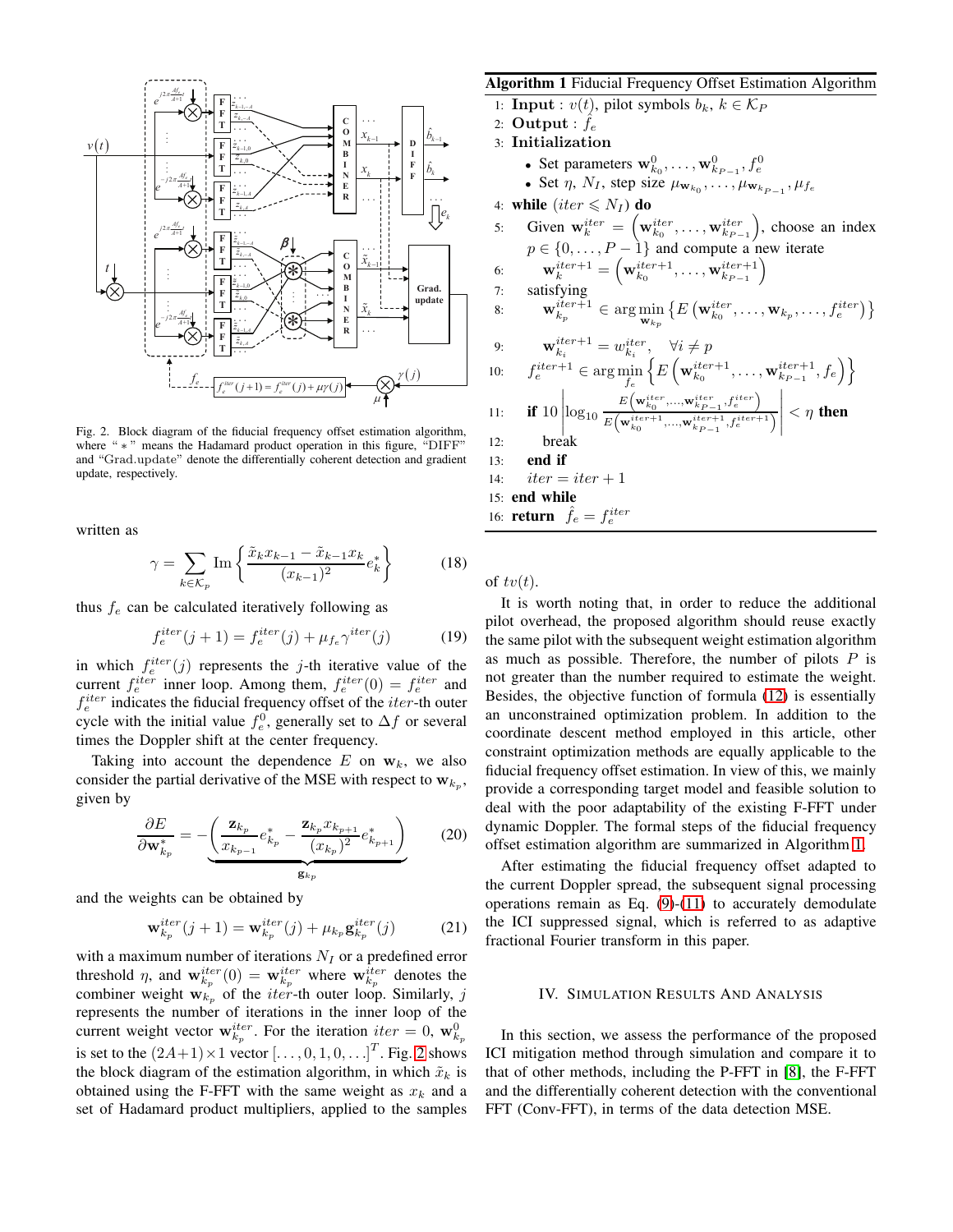Fig. 2. Block diagram of the fiducial frequency offset estimation algorithm, where " $*$ " means the Hadamard product operation in this figure, "DIFF" and "Grad.update" denote the differentially coherent detection and gradient update, respectively.

written as

$$\gamma = \sum_{k \in \mathcal{K}_p} \text{Im}\left\{ \frac{\tilde{x}_k x_{k-1} - \tilde{x}_{k-1} x_k}{(x_{k-1})^2} e_k^* \right\} \tag{18}$$

thus $f_e$ can be calculated iteratively following as

$$f_e^{iter}(j+1) = f_e^{iter}(j) + \mu_{f_e} \gamma^{iter}(j) \tag{19}$$

in which $f_e^{iter}(j)$ represents the $j$-th iterative value of the current $f_e^{iter}$ inner loop. Among them, $f_e^{iter}(0) = f_e^{iter}$ and $f_e^{iter}$ indicates the fiducial frequency offset of the $iter$-th outer cycle with the initial value $f_e^0$, generally set to $\Delta f$ or several times the Doppler shift at the center frequency.

Taking into account the dependence $E$ on $\mathbf{w}_k$, we also consider the partial derivative of the MSE with respect to $\mathbf{w}_{k_p}$, given by

$$\frac{\partial E}{\partial \mathbf{w}_{k_p}^*} = -\underbrace{\left( \frac{\mathbf{z}_{k_p}}{x_{k_{p-1}}} e_{k_p}^* - \frac{\mathbf{z}_{k_p} x_{k_{p+1}}}{(x_{k_p})^2} e_{k_{p+1}}^* \right)}_{\mathbf{g}_{k_p}} \tag{20}$$

and the weights can be obtained by

$$\mathbf{w}_{k_p}^{iter}(j+1) = \mathbf{w}_{k_p}^{iter}(j) + \mu_{k_p} \mathbf{g}_{k_p}^{iter}(j) \tag{21}$$

with a maximum number of iterations $N_I$ or a predefined error threshold $\eta$, and $\mathbf{w}_{k_p}^{iter}(0) = \mathbf{w}_{k_p}^{iter}$ where $\mathbf{w}_{k_p}^{iter}$ denotes the combiner weight $\mathbf{w}_{k_p}$ of the $iter$-th outer loop. Similarly, $j$ represents the number of iterations in the inner loop of the current weight vector $\mathbf{w}_{k_p}^{iter}$. For the iteration $iter = 0$, $\mathbf{w}_{k_p}^0$ is set to the $(2A+1) \times 1$ vector $[\ldots, 0, 1, 0, \ldots]^T$. Fig. 2 shows the block diagram of the estimation algorithm, in which $\tilde{x}_k$ is obtained using the F-FFT with the same weight as $x_k$ and a set of Hadamard product multipliers, applied to the samples of $tv(t)$.

**Algorithm 1** Fiducial Frequency Offset Estimation Algorithm

1: **Input** : $v(t)$, pilot symbols $b_k$, $k \in \mathcal{K}_P$
2: **Output** : $f_e$
3: **Initialization**
- Set parameters $\mathbf{w}_{k_0}^0, \ldots, \mathbf{w}_{k_{P-1}}^0, f_e^0$
- Set $\eta$, $N_I$, step size $\mu_{\mathbf{w}_{k_0}}, \ldots, \mu_{\mathbf{w}_{k_{P-1}}}, \mu_{f_e}$

4: **while** $(iter \leqslant N_I)$ **do**
5: Given $\mathbf{w}_k^{iter} = \left(\mathbf{w}_{k_0}^{iter}, \ldots, \mathbf{w}_{k_{P-1}}^{iter}\right)$, choose an index $p \in \{0, \ldots, P-1\}$ and compute a new iterate
6: $\mathbf{w}_k^{iter+1} = \left(\mathbf{w}_{k_0}^{iter+1}, \ldots, \mathbf{w}_{k_{P-1}}^{iter+1}\right)$
7: satisfying
8: $\mathbf{w}_{k_p}^{iter+1} \in \arg\min_{\mathbf{w}_{k_p}} \left\{ E\left(\mathbf{w}_{k_0}^{iter}, \ldots, \mathbf{w}_{k_p}, \ldots, f_e^{iter}\right) \right\}$
9: $\mathbf{w}_{k_i}^{iter+1} = w_{k_i}^{iter}, \quad \forall i \neq p$
10: $f_e^{iter+1} \in \arg\min_{f_e} \left\{ E\left(\mathbf{w}_{k_0}^{iter+1}, \ldots, \mathbf{w}_{k_{P-1}}^{iter+1}, f_e\right) \right\}$
11: **if** $10 \left| \log_{10} \frac{E\left(\mathbf{w}_{k_0}^{iter}, \ldots, \mathbf{w}_{k_{P-1}}^{iter}, f_e^{iter}\right)}{E\left(\mathbf{w}_{k_0}^{iter+1}, \ldots, \mathbf{w}_{k_{P-1}}^{iter+1}, f_e^{iter+1}\right)} \right| < \eta$ **then**
12: break
13: **end if**
14: $iter = iter + 1$
15: **end while**
16: **return** $\hat{f}_e = f_e^{iter}$

It is worth noting that, in order to reduce the additional pilot overhead, the proposed algorithm should reuse exactly the same pilot with the subsequent weight estimation algorithm as much as possible. Therefore, the number of pilots $P$ is not greater than the number required to estimate the weight. Besides, the objective function of formula (12) is essentially an unconstrained optimization problem. In addition to the coordinate descent method employed in this article, other constraint optimization methods are equally applicable to the fiducial frequency offset estimation. In view of this, we mainly provide a corresponding target model and feasible solution to deal with the poor adaptability of the existing F-FFT under dynamic Doppler. The formal steps of the fiducial frequency offset estimation algorithm are summarized in Algorithm 1.

After estimating the fiducial frequency offset adapted to the current Doppler spread, the subsequent signal processing operations remain as Eq. (9)-(11) to accurately demodulate the ICI suppressed signal, which is referred to as adaptive fractional Fourier transform in this paper.

## IV. Simulation Results and Analysis

In this section, we assess the performance of the proposed ICI mitigation method through simulation and compare it to that of other methods, including the P-FFT in [8], the F-FFT and the differentially coherent detection with the conventional FFT (Conv-FFT), in terms of the data detection MSE.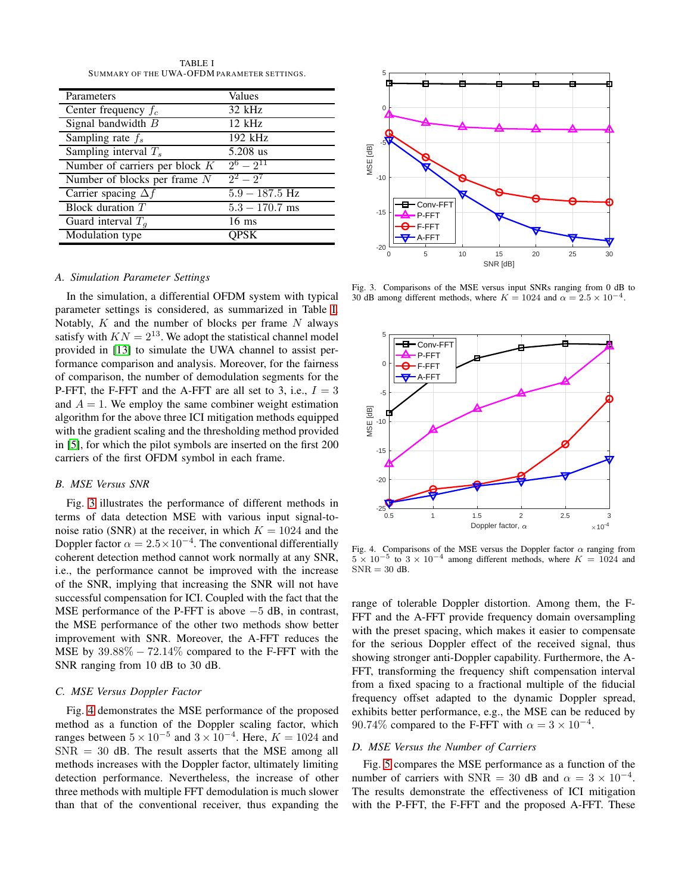TABLE I
SUMMARY OF THE UWA-OFDM PARAMETER SETTINGS.

| Parameters | Values |
| --- | --- |
| Center frequency $f_c$ | 32 kHz |
| Signal bandwidth $B$ | 12 kHz |
| Sampling rate $f_s$ | 192 kHz |
| Sampling interval $T_s$ | 5.208 us |
| Number of carriers per block $K$ | $2^6 - 2^{11}$ |
| Number of blocks per frame $N$ | $2^2 - 2^7$ |
| Carrier spacing $\Delta f$ | $5.9 - 187.5$ Hz |
| Block duration $T$ | $5.3 - 170.7$ ms |
| Guard interval $T_g$ | 16 ms |
| Modulation type | QPSK |

### *A. Simulation Parameter Settings*

In the simulation, a differential OFDM system with typical parameter settings is considered, as summarized in Table I. Notably, $K$ and the number of blocks per frame $N$ always satisfy with $KN = 2^{13}$. We adopt the statistical channel model provided in [13] to simulate the UWA channel to assist performance comparison and analysis. Moreover, for the fairness of comparison, the number of demodulation segments for the P-FFT, the F-FFT and the A-FFT are all set to 3, i.e., $I = 3$ and $A = 1$. We employ the same combiner weight estimation algorithm for the above three ICI mitigation methods equipped with the gradient scaling and the thresholding method provided in [5], for which the pilot symbols are inserted on the first 200 carriers of the first OFDM symbol in each frame.

### *B. MSE Versus SNR*

Fig. 3 illustrates the performance of different methods in terms of data detection MSE with various input signal-to-noise ratio (SNR) at the receiver, in which $K = 1024$ and the Doppler factor $\alpha = 2.5 \times 10^{-4}$. The conventional differentially coherent detection method cannot work normally at any SNR, i.e., the performance cannot be improved with the increase of the SNR, implying that increasing the SNR will not have successful compensation for ICI. Coupled with the fact that the MSE performance of the P-FFT is above $-5$ dB, in contrast, the MSE performance of the other two methods show better improvement with SNR. Moreover, the A-FFT reduces the MSE by $39.88\% - 72.14\%$ compared to the F-FFT with the SNR ranging from 10 dB to 30 dB.

Fig. 3. Comparisons of the MSE versus input SNRs ranging from 0 dB to 30 dB among different methods, where $K = 1024$ and $\alpha = 2.5 \times 10^{-4}$.

### *C. MSE Versus Doppler Factor*

Fig. 4 demonstrates the MSE performance of the proposed method as a function of the Doppler scaling factor, which ranges between $5 \times 10^{-5}$ and $3 \times 10^{-4}$. Here, $K = 1024$ and $\text{SNR} = 30$ dB. The result asserts that the MSE among all methods increases with the Doppler factor, ultimately limiting detection performance. Nevertheless, the increase of other three methods with multiple FFT demodulation is much slower than that of the conventional receiver, thus expanding the range of tolerable Doppler distortion. Among them, the F-FFT and the A-FFT provide frequency domain oversampling with the preset spacing, which makes it easier to compensate for the serious Doppler effect of the received signal, thus showing stronger anti-Doppler capability. Furthermore, the A-FFT, transforming the frequency shift compensation interval from a fixed spacing to a fractional multiple of the fiducial frequency offset adapted to the dynamic Doppler spread, exhibits better performance, e.g., the MSE can be reduced by $90.74\%$ compared to the F-FFT with $\alpha = 3 \times 10^{-4}$.

Fig. 4. Comparisons of the MSE versus the Doppler factor $\alpha$ ranging from $5 \times 10^{-5}$ to $3 \times 10^{-4}$ among different methods, where $K = 1024$ and $\text{SNR} = 30$ dB.

### *D. MSE Versus the Number of Carriers*

Fig. 5 compares the MSE performance as a function of the number of carriers with $\text{SNR} = 30$ dB and $\alpha = 3 \times 10^{-4}$. The results demonstrate the effectiveness of ICI mitigation with the P-FFT, the F-FFT and the proposed A-FFT. These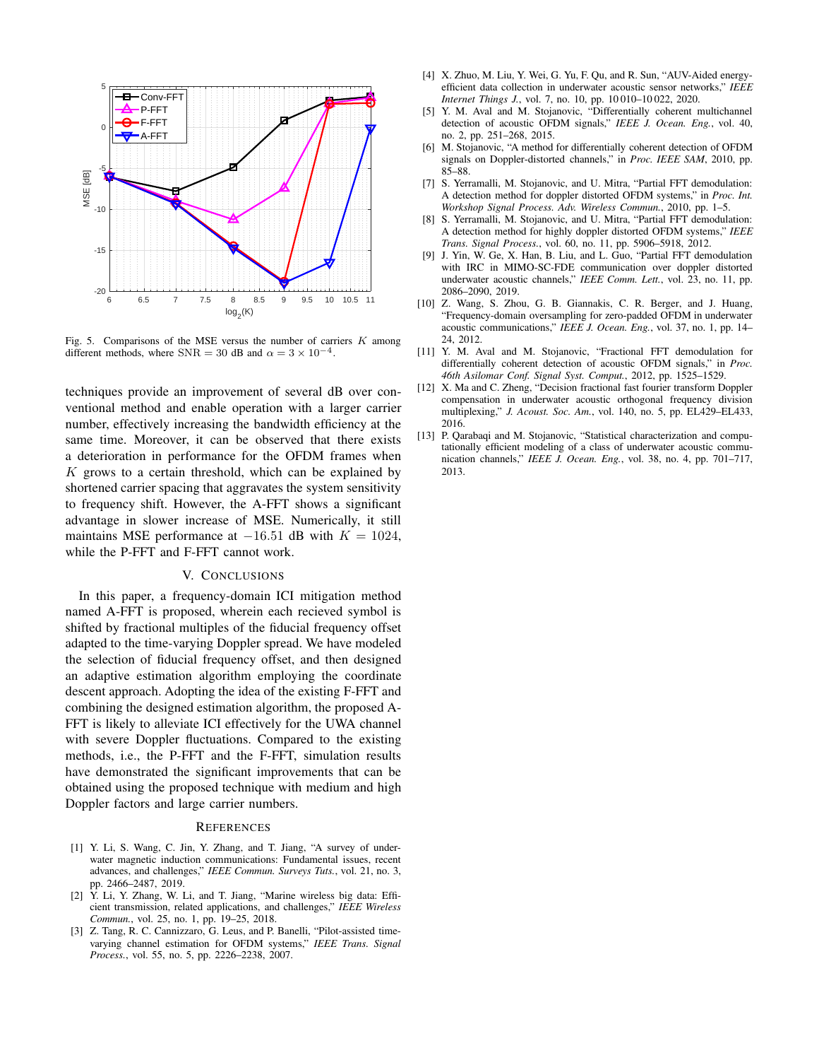Conv-FFT
P-FFT
F-FFT
A-FFT

MSE [dB]

5
0
-5
-10
-15
-20

6
6.5
7
7.5
8
8.5
9
9.5
10
10.5
11

$\log_2(K)$

Fig. 5. Comparisons of the MSE versus the number of carriers $K$ among different methods, where $\text{SNR} = 30$ dB and $\alpha = 3 \times 10^{-4}$.

techniques provide an improvement of several dB over conventional method and enable operation with a larger carrier number, effectively increasing the bandwidth efficiency at the same time. Moreover, it can be observed that there exists a deterioration in performance for the OFDM frames when $K$ grows to a certain threshold, which can be explained by shortened carrier spacing that aggravates the system sensitivity to frequency shift. However, the A-FFT shows a significant advantage in slower increase of MSE. Numerically, it still maintains MSE performance at $-16.51$ dB with $K = 1024$, while the P-FFT and F-FFT cannot work.

## V. Conclusions

In this paper, a frequency-domain ICI mitigation method named A-FFT is proposed, wherein each recieved symbol is shifted by fractional multiples of the fiducial frequency offset adapted to the time-varying Doppler spread. We have modeled the selection of fiducial frequency offset, and then designed an adaptive estimation algorithm employing the coordinate descent approach. Adopting the idea of the existing F-FFT and combining the designed estimation algorithm, the proposed A-FFT is likely to alleviate ICI effectively for the UWA channel with severe Doppler fluctuations. Compared to the existing methods, i.e., the P-FFT and the F-FFT, simulation results have demonstrated the significant improvements that can be obtained using the proposed technique with medium and high Doppler factors and large carrier numbers.

## References

[1] Y. Li, S. Wang, C. Jin, Y. Zhang, and T. Jiang, "A survey of underwater magnetic induction communications: Fundamental issues, recent advances, and challenges," *IEEE Commun. Surveys Tuts.*, vol. 21, no. 3, pp. 2466–2487, 2019.

[2] Y. Li, Y. Zhang, W. Li, and T. Jiang, "Marine wireless big data: Efficient transmission, related applications, and challenges," *IEEE Wireless Commun.*, vol. 25, no. 1, pp. 19–25, 2018.

[3] Z. Tang, R. C. Cannizzaro, G. Leus, and P. Banelli, "Pilot-assisted time-varying channel estimation for OFDM systems," *IEEE Trans. Signal Process.*, vol. 55, no. 5, pp. 2226–2238, 2007.

[4] X. Zhuo, M. Liu, Y. Wei, G. Yu, F. Qu, and R. Sun, "AUV-Aided energy-efficient data collection in underwater acoustic sensor networks," *IEEE Internet Things J.*, vol. 7, no. 10, pp. 10 010–10 022, 2020.

[5] Y. M. Aval and M. Stojanovic, "Differentially coherent multichannel detection of acoustic OFDM signals," *IEEE J. Ocean. Eng.*, vol. 40, no. 2, pp. 251–268, 2015.

[6] M. Stojanovic, "A method for differentially coherent detection of OFDM signals on Doppler-distorted channels," in *Proc. IEEE SAM*, 2010, pp. 85–88.

[7] S. Yerramalli, M. Stojanovic, and U. Mitra, "Partial FFT demodulation: A detection method for doppler distorted OFDM systems," in *Proc. Int. Workshop Signal Process. Adv. Wireless Commun.*, 2010, pp. 1–5.

[8] S. Yerramalli, M. Stojanovic, and U. Mitra, "Partial FFT demodulation: A detection method for highly doppler distorted OFDM systems," *IEEE Trans. Signal Process.*, vol. 60, no. 11, pp. 5906–5918, 2012.

[9] J. Yin, W. Ge, X. Han, B. Liu, and L. Guo, "Partial FFT demodulation with IRC in MIMO-SC-FDE communication over doppler distorted underwater acoustic channels," *IEEE Comm. Lett.*, vol. 23, no. 11, pp. 2086–2090, 2019.

[10] Z. Wang, S. Zhou, G. B. Giannakis, C. R. Berger, and J. Huang, "Frequency-domain oversampling for zero-padded OFDM in underwater acoustic communications," *IEEE J. Ocean. Eng.*, vol. 37, no. 1, pp. 14–24, 2012.

[11] Y. M. Aval and M. Stojanovic, "Fractional FFT demodulation for differentially coherent detection of acoustic OFDM signals," in *Proc. 46th Asilomar Conf. Signal Syst. Comput.*, 2012, pp. 1525–1529.

[12] X. Ma and C. Zheng, "Decision fractional fast fourier transform Doppler compensation in underwater acoustic orthogonal frequency division multiplexing," *J. Acoust. Soc. Am.*, vol. 140, no. 5, pp. EL429–EL433, 2016.

[13] P. Qarabaqi and M. Stojanovic, "Statistical characterization and computationally efficient modeling of a class of underwater acoustic communication channels," *IEEE J. Ocean. Eng.*, vol. 38, no. 4, pp. 701–717, 2013.